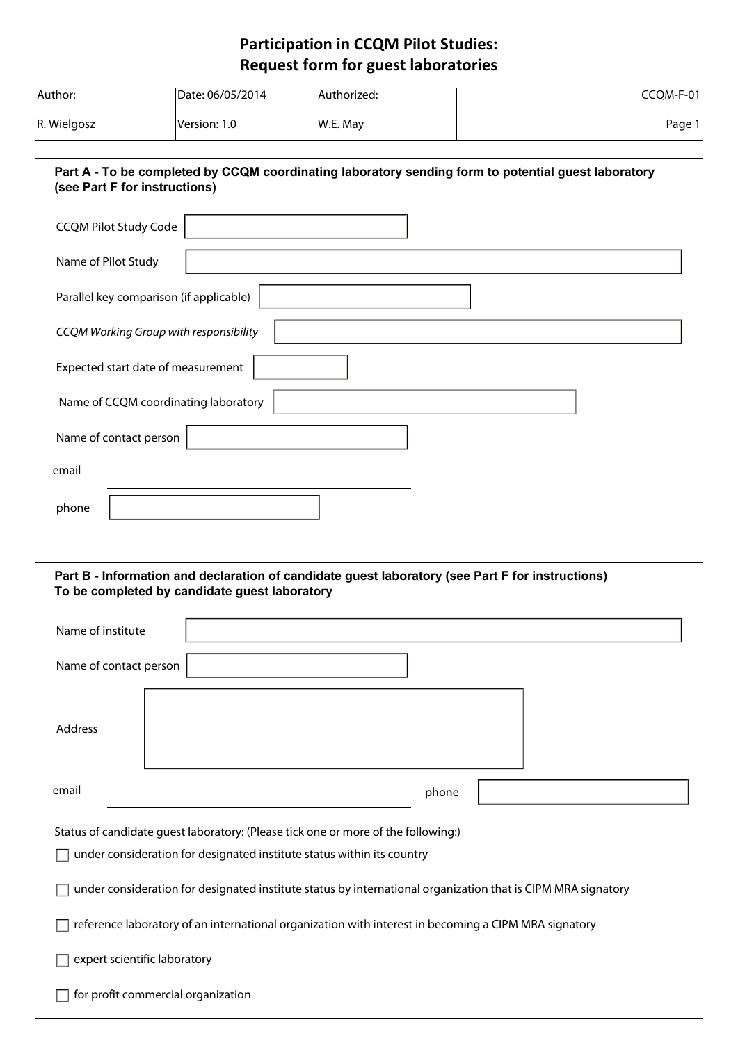# Participation in CCQM Pilot Studies: Request form for guest laboratories

| Author: | Date: 06/05/2014 | Authorized: | CCQM-F-01 |
|---|---|---|---|
| R. Wielgosz | Version: 1.0 | W.E. May | Page 1 |

## Part A - To be completed by CCQM coordinating laboratory sending form to potential guest laboratory (see Part F for instructions)

CCQM Pilot Study Code

Name of Pilot Study

Parallel key comparison (if applicable)

*CCQM Working Group with responsibility*

Expected start date of measurement

Name of CCQM coordinating laboratory

Name of contact person

email

phone

## Part B - Information and declaration of candidate guest laboratory (see Part F for instructions) To be completed by candidate guest laboratory

Name of institute

Name of contact person

Address

email

phone

Status of candidate guest laboratory: (Please tick one or more of the following:)

- ☐ under consideration for designated institute status within its country
- ☐ under consideration for designated institute status by international organization that is CIPM MRA signatory
- ☐ reference laboratory of an international organization with interest in becoming a CIPM MRA signatory
- ☐ expert scientific laboratory
- ☐ for profit commercial organization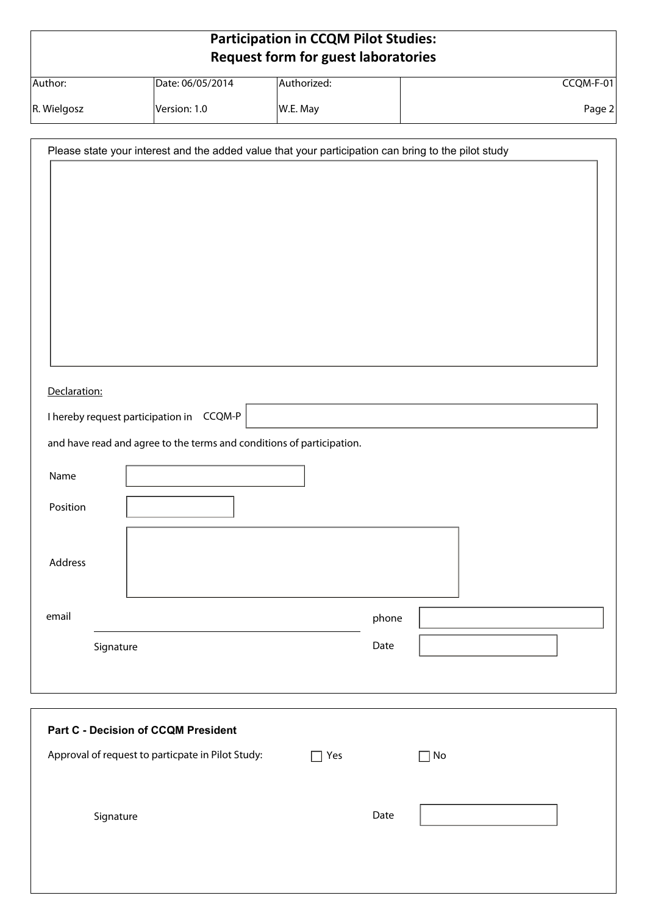Please state your interest and the added value that your participation can bring to the pilot study

Declaration:

I hereby request participation in CCQM-P

and have read and agree to the terms and conditions of participation.

Name

Position

Address

email

phone

Signature

Date

**Part C - Decision of CCQM President**

Approval of request to particpate in Pilot Study: ☐ Yes ☐ No

Signature

Date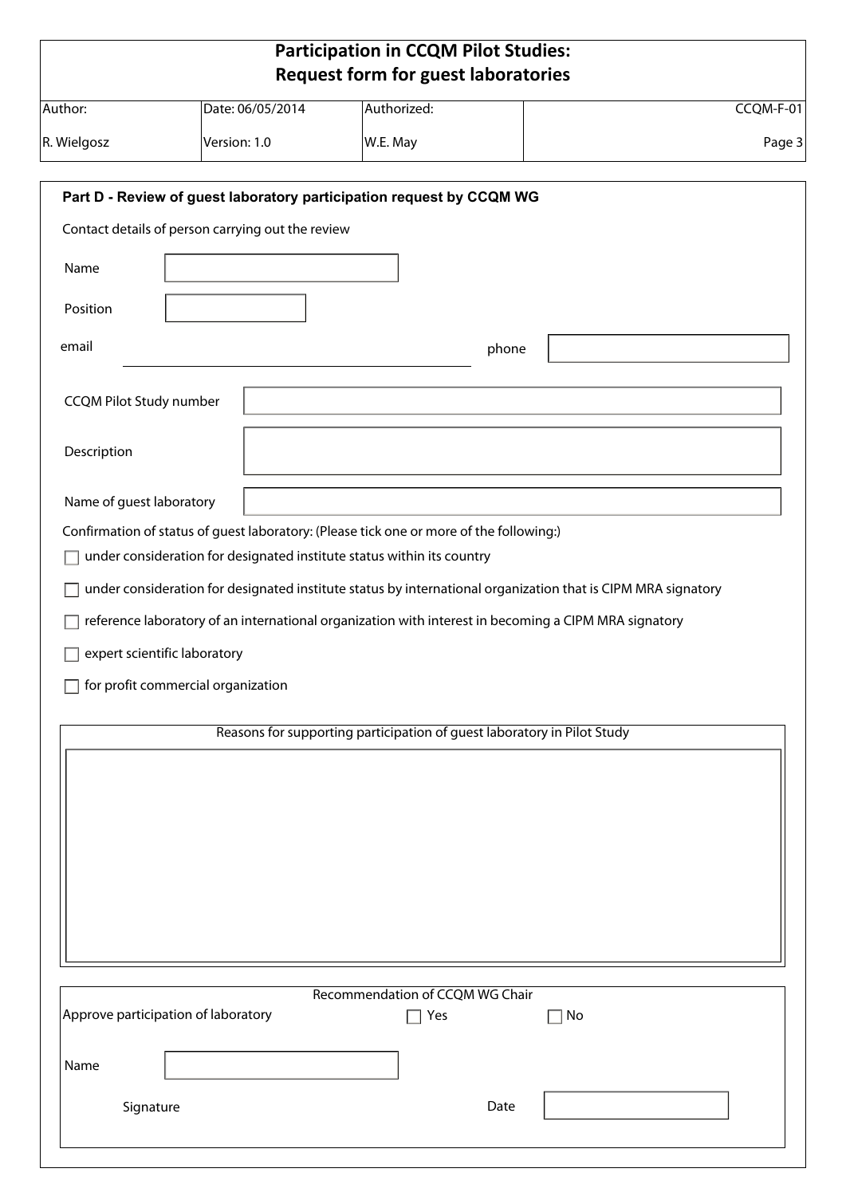# Participation in CCQM Pilot Studies: Request form for guest laboratories

| Author: | Date: 06/05/2014 | Authorized: | CCQM-F-01 |
|---|---|---|---|
| R. Wielgosz | Version: 1.0 | W.E. May | |

## Part D - Review of guest laboratory participation request by CCQM WG

Contact details of person carrying out the review

Name

Position

email

phone

CCQM Pilot Study number

Description

Name of guest laboratory

Confirmation of status of guest laboratory: (Please tick one or more of the following:)

- ☐ under consideration for designated institute status within its country
- ☐ under consideration for designated institute status by international organization that is CIPM MRA signatory
- ☐ reference laboratory of an international organization with interest in becoming a CIPM MRA signatory
- ☐ expert scientific laboratory
- ☐ for profit commercial organization

Reasons for supporting participation of guest laboratory in Pilot Study

Recommendation of CCQM WG Chair

Approve participation of laboratory ☐ Yes ☐ No

Name

Signature

Date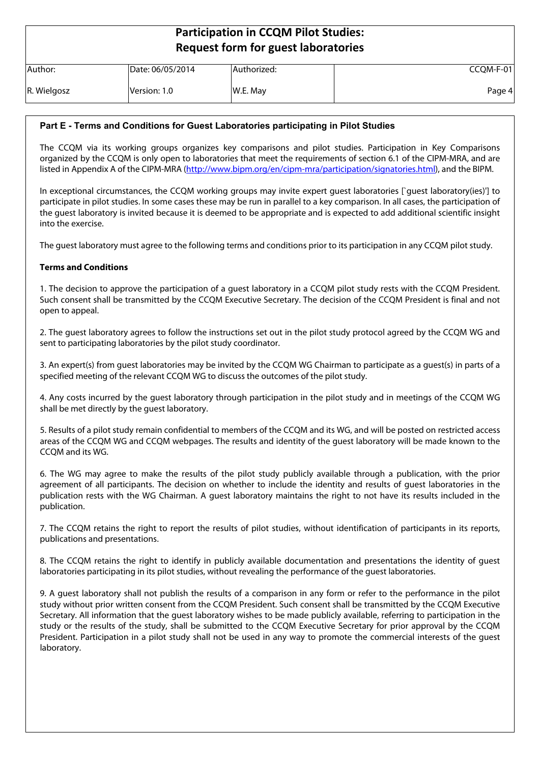## Part E - Terms and Conditions for Guest Laboratories participating in Pilot Studies

The CCQM via its working groups organizes key comparisons and pilot studies. Participation in Key Comparisons organized by the CCQM is only open to laboratories that meet the requirements of section 6.1 of the CIPM-MRA, and are listed in Appendix A of the CIPM-MRA (http://www.bipm.org/en/cipm-mra/participation/signatories.html), and the BIPM.

In exceptional circumstances, the CCQM working groups may invite expert guest laboratories [`guest laboratory(ies)'] to participate in pilot studies. In some cases these may be run in parallel to a key comparison. In all cases, the participation of the guest laboratory is invited because it is deemed to be appropriate and is expected to add additional scientific insight into the exercise.

The guest laboratory must agree to the following terms and conditions prior to its participation in any CCQM pilot study.

**Terms and Conditions**

1. The decision to approve the participation of a guest laboratory in a CCQM pilot study rests with the CCQM President. Such consent shall be transmitted by the CCQM Executive Secretary. The decision of the CCQM President is final and not open to appeal.

2. The guest laboratory agrees to follow the instructions set out in the pilot study protocol agreed by the CCQM WG and sent to participating laboratories by the pilot study coordinator.

3. An expert(s) from guest laboratories may be invited by the CCQM WG Chairman to participate as a guest(s) in parts of a specified meeting of the relevant CCQM WG to discuss the outcomes of the pilot study.

4. Any costs incurred by the guest laboratory through participation in the pilot study and in meetings of the CCQM WG shall be met directly by the guest laboratory.

5. Results of a pilot study remain confidential to members of the CCQM and its WG, and will be posted on restricted access areas of the CCQM WG and CCQM webpages. The results and identity of the guest laboratory will be made known to the CCQM and its WG.

6. The WG may agree to make the results of the pilot study publicly available through a publication, with the prior agreement of all participants. The decision on whether to include the identity and results of guest laboratories in the publication rests with the WG Chairman. A guest laboratory maintains the right to not have its results included in the publication.

7. The CCQM retains the right to report the results of pilot studies, without identification of participants in its reports, publications and presentations.

8. The CCQM retains the right to identify in publicly available documentation and presentations the identity of guest laboratories participating in its pilot studies, without revealing the performance of the guest laboratories.

9. A guest laboratory shall not publish the results of a comparison in any form or refer to the performance in the pilot study without prior written consent from the CCQM President. Such consent shall be transmitted by the CCQM Executive Secretary. All information that the guest laboratory wishes to be made publicly available, referring to participation in the study or the results of the study, shall be submitted to the CCQM Executive Secretary for prior approval by the CCQM President. Participation in a pilot study shall not be used in any way to promote the commercial interests of the guest laboratory.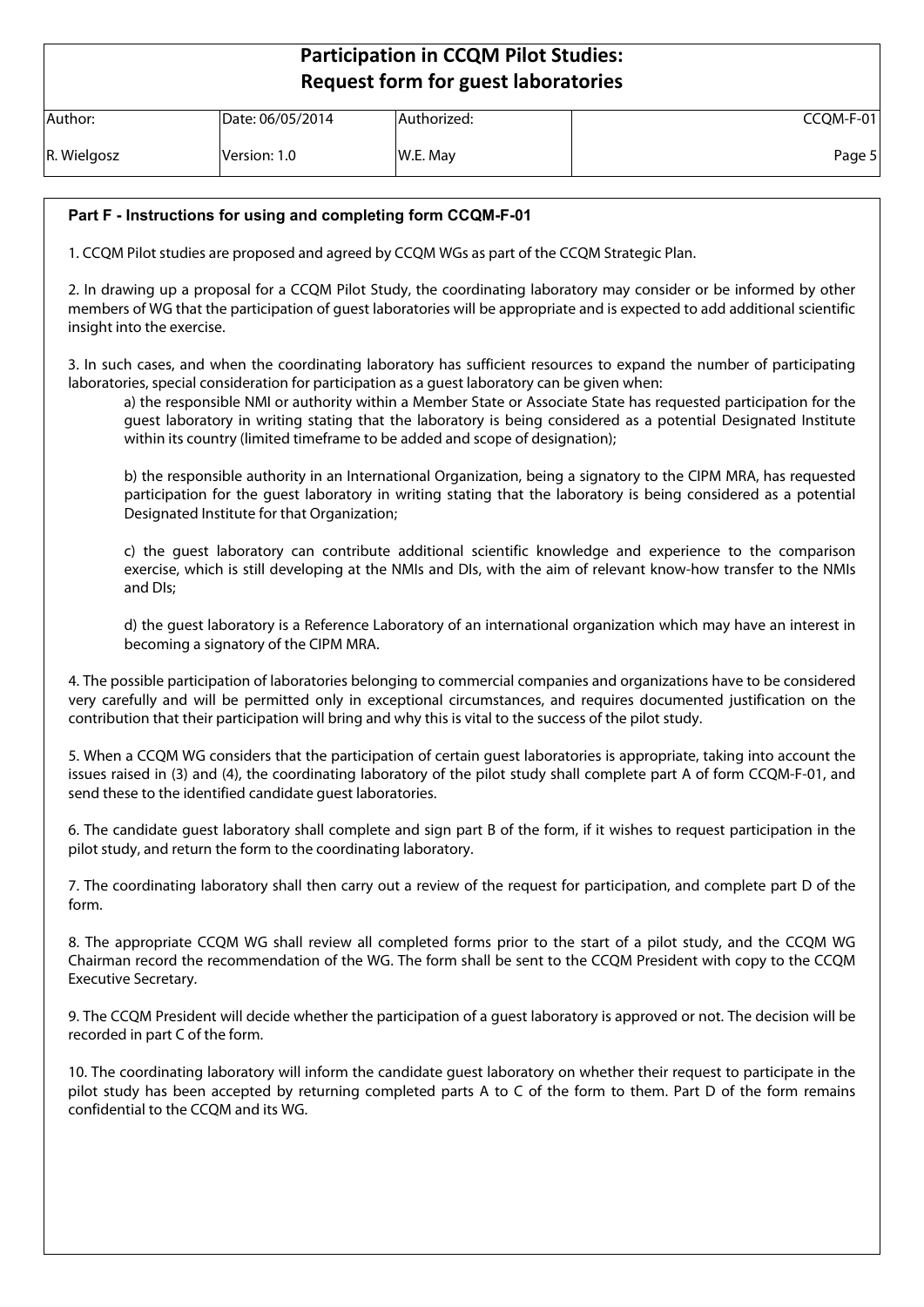## Part F - Instructions for using and completing form CCQM-F-01

1. CCQM Pilot studies are proposed and agreed by CCQM WGs as part of the CCQM Strategic Plan.

2. In drawing up a proposal for a CCQM Pilot Study, the coordinating laboratory may consider or be informed by other members of WG that the participation of guest laboratories will be appropriate and is expected to add additional scientific insight into the exercise.

3. In such cases, and when the coordinating laboratory has sufficient resources to expand the number of participating laboratories, special consideration for participation as a guest laboratory can be given when:

   a) the responsible NMI or authority within a Member State or Associate State has requested participation for the guest laboratory in writing stating that the laboratory is being considered as a potential Designated Institute within its country (limited timeframe to be added and scope of designation);

   b) the responsible authority in an International Organization, being a signatory to the CIPM MRA, has requested participation for the guest laboratory in writing stating that the laboratory is being considered as a potential Designated Institute for that Organization;

   c) the guest laboratory can contribute additional scientific knowledge and experience to the comparison exercise, which is still developing at the NMIs and DIs, with the aim of relevant know-how transfer to the NMIs and DIs;

   d) the guest laboratory is a Reference Laboratory of an international organization which may have an interest in becoming a signatory of the CIPM MRA.

4. The possible participation of laboratories belonging to commercial companies and organizations have to be considered very carefully and will be permitted only in exceptional circumstances, and requires documented justification on the contribution that their participation will bring and why this is vital to the success of the pilot study.

5. When a CCQM WG considers that the participation of certain guest laboratories is appropriate, taking into account the issues raised in (3) and (4), the coordinating laboratory of the pilot study shall complete part A of form CCQM-F-01, and send these to the identified candidate guest laboratories.

6. The candidate guest laboratory shall complete and sign part B of the form, if it wishes to request participation in the pilot study, and return the form to the coordinating laboratory.

7. The coordinating laboratory shall then carry out a review of the request for participation, and complete part D of the form.

8. The appropriate CCQM WG shall review all completed forms prior to the start of a pilot study, and the CCQM WG Chairman record the recommendation of the WG. The form shall be sent to the CCQM President with copy to the CCQM Executive Secretary.

9. The CCQM President will decide whether the participation of a guest laboratory is approved or not. The decision will be recorded in part C of the form.

10. The coordinating laboratory will inform the candidate guest laboratory on whether their request to participate in the pilot study has been accepted by returning completed parts A to C of the form to them. Part D of the form remains confidential to the CCQM and its WG.